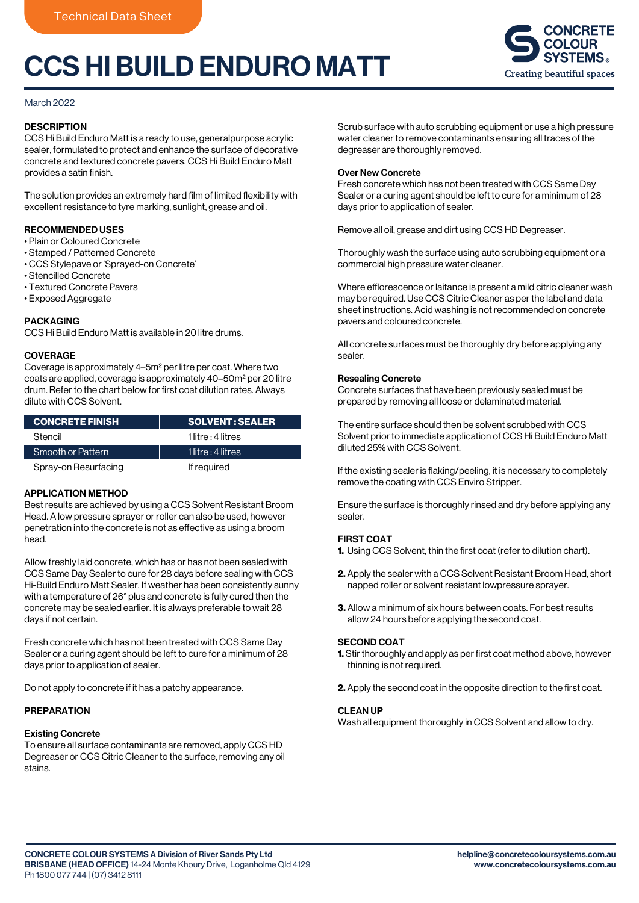Technical Data Sheet

# CCS HI BUILD ENDURO MATT

CONCRETE COLOUR SYSTEMS®
Creating beautiful spaces

March 2022

## DESCRIPTION

CCS Hi Build Enduro Matt is a ready to use, generalpurpose acrylic sealer, formulated to protect and enhance the surface of decorative concrete and textured concrete pavers. CCS Hi Build Enduro Matt provides a satin finish.

The solution provides an extremely hard film of limited flexibility with excellent resistance to tyre marking, sunlight, grease and oil.

## RECOMMENDED USES

- Plain or Coloured Concrete
- Stamped / Patterned Concrete
- CCS Stylepave or 'Sprayed-on Concrete'
- Stencilled Concrete
- Textured Concrete Pavers
- Exposed Aggregate

## PACKAGING

CCS Hi Build Enduro Matt is available in 20 litre drums.

## COVERAGE

Coverage is approximately 4–5m² per litre per coat. Where two coats are applied, coverage is approximately 40–50m² per 20 litre drum. Refer to the chart below for first coat dilution rates. Always dilute with CCS Solvent.

| CONCRETE FINISH | SOLVENT : SEALER |
|---|---|
| Stencil | 1 litre : 4 litres |
| Smooth or Pattern | 1 litre : 4 litres |
| Spray-on Resurfacing | If required |

## APPLICATION METHOD

Best results are achieved by using a CCS Solvent Resistant Broom Head. A low pressure sprayer or roller can also be used, however penetration into the concrete is not as effective as using a broom head.

Allow freshly laid concrete, which has or has not been sealed with CCS Same Day Sealer to cure for 28 days before sealing with CCS Hi-Build Enduro Matt Sealer. If weather has been consistently sunny with a temperature of 26° plus and concrete is fully cured then the concrete may be sealed earlier. It is always preferable to wait 28 days if not certain.

Fresh concrete which has not been treated with CCS Same Day Sealer or a curing agent should be left to cure for a minimum of 28 days prior to application of sealer.

Do not apply to concrete if it has a patchy appearance.

## PREPARATION

### Existing Concrete

To ensure all surface contaminants are removed, apply CCS HD Degreaser or CCS Citric Cleaner to the surface, removing any oil stains.

Scrub surface with auto scrubbing equipment or use a high pressure water cleaner to remove contaminants ensuring all traces of the degreaser are thoroughly removed.

### Over New Concrete

Fresh concrete which has not been treated with CCS Same Day Sealer or a curing agent should be left to cure for a minimum of 28 days prior to application of sealer.

Remove all oil, grease and dirt using CCS HD Degreaser.

Thoroughly wash the surface using auto scrubbing equipment or a commercial high pressure water cleaner.

Where efflorescence or laitance is present a mild citric cleaner wash may be required. Use CCS Citric Cleaner as per the label and data sheet instructions. Acid washing is not recommended on concrete pavers and coloured concrete.

All concrete surfaces must be thoroughly dry before applying any sealer.

### Resealing Concrete

Concrete surfaces that have been previously sealed must be prepared by removing all loose or delaminated material.

The entire surface should then be solvent scrubbed with CCS Solvent prior to immediate application of CCS Hi Build Enduro Matt diluted 25% with CCS Solvent.

If the existing sealer is flaking/peeling, it is necessary to completely remove the coating with CCS Enviro Stripper.

Ensure the surface is thoroughly rinsed and dry before applying any sealer.

## FIRST COAT

1. Using CCS Solvent, thin the first coat (refer to dilution chart).
2. Apply the sealer with a CCS Solvent Resistant Broom Head, short napped roller or solvent resistant lowpressure sprayer.
3. Allow a minimum of six hours between coats. For best results allow 24 hours before applying the second coat.

## SECOND COAT

1. Stir thoroughly and apply as per first coat method above, however thinning is not required.
2. Apply the second coat in the opposite direction to the first coat.

## CLEAN UP

Wash all equipment thoroughly in CCS Solvent and allow to dry.

**CONCRETE COLOUR SYSTEMS A Division of River Sands Pty Ltd**
**BRISBANE (HEAD OFFICE)** 14-24 Monte Khoury Drive, Loganholme Qld 4129
Ph 1800 077 744 | (07) 3412 8111

**helpline@concretecoloursystems.com.au**
**www.concretecoloursystems.com.au**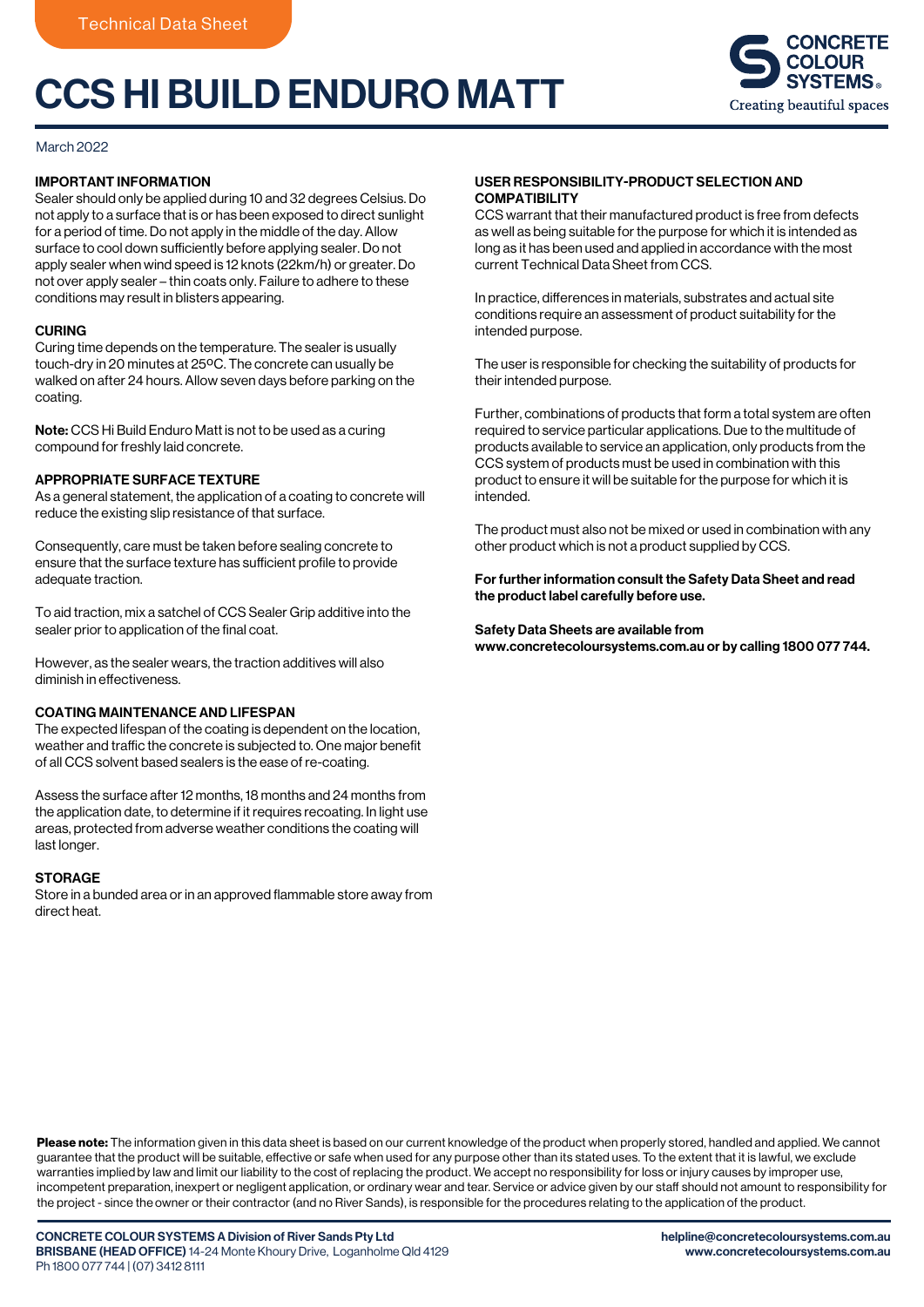Technical Data Sheet

# CCS HI BUILD ENDURO MATT

March 2022

### IMPORTANT INFORMATION

Sealer should only be applied during 10 and 32 degrees Celsius. Do not apply to a surface that is or has been exposed to direct sunlight for a period of time. Do not apply in the middle of the day. Allow surface to cool down sufficiently before applying sealer. Do not apply sealer when wind speed is 12 knots (22km/h) or greater. Do not over apply sealer – thin coats only. Failure to adhere to these conditions may result in blisters appearing.

### CURING

Curing time depends on the temperature. The sealer is usually touch-dry in 20 minutes at 25ºC. The concrete can usually be walked on after 24 hours. Allow seven days before parking on the coating.

**Note:** CCS Hi Build Enduro Matt is not to be used as a curing compound for freshly laid concrete.

### APPROPRIATE SURFACE TEXTURE

As a general statement, the application of a coating to concrete will reduce the existing slip resistance of that surface.

Consequently, care must be taken before sealing concrete to ensure that the surface texture has sufficient profile to provide adequate traction.

To aid traction, mix a satchel of CCS Sealer Grip additive into the sealer prior to application of the final coat.

However, as the sealer wears, the traction additives will also diminish in effectiveness.

### COATING MAINTENANCE AND LIFESPAN

The expected lifespan of the coating is dependent on the location, weather and traffic the concrete is subjected to. One major benefit of all CCS solvent based sealers is the ease of re-coating.

Assess the surface after 12 months, 18 months and 24 months from the application date, to determine if it requires recoating. In light use areas, protected from adverse weather conditions the coating will last longer.

### STORAGE

Store in a bunded area or in an approved flammable store away from direct heat.

### USER RESPONSIBILITY-PRODUCT SELECTION AND COMPATIBILITY

CCS warrant that their manufactured product is free from defects as well as being suitable for the purpose for which it is intended as long as it has been used and applied in accordance with the most current Technical Data Sheet from CCS.

In practice, differences in materials, substrates and actual site conditions require an assessment of product suitability for the intended purpose.

The user is responsible for checking the suitability of products for their intended purpose.

Further, combinations of products that form a total system are often required to service particular applications. Due to the multitude of products available to service an application, only products from the CCS system of products must be used in combination with this product to ensure it will be suitable for the purpose for which it is intended.

The product must also not be mixed or used in combination with any other product which is not a product supplied by CCS.

**For further information consult the Safety Data Sheet and read the product label carefully before use.**

**Safety Data Sheets are available from www.concretecoloursystems.com.au or by calling 1800 077 744.**

**Please note:** The information given in this data sheet is based on our current knowledge of the product when properly stored, handled and applied. We cannot guarantee that the product will be suitable, effective or safe when used for any purpose other than its stated uses. To the extent that it is lawful, we exclude warranties implied by law and limit our liability to the cost of replacing the product. We accept no responsibility for loss or injury causes by improper use, incompetent preparation, inexpert or negligent application, or ordinary wear and tear. Service or advice given by our staff should not amount to responsibility for the project - since the owner or their contractor (and no River Sands), is responsible for the procedures relating to the application of the product.

**CONCRETE COLOUR SYSTEMS A Division of River Sands Pty Ltd**
**BRISBANE (HEAD OFFICE)** 14-24 Monte Khoury Drive, Loganholme Qld 4129
Ph 1800 077 744 | (07) 3412 8111

**helpline@concretecoloursystems.com.au**
**www.concretecoloursystems.com.au**